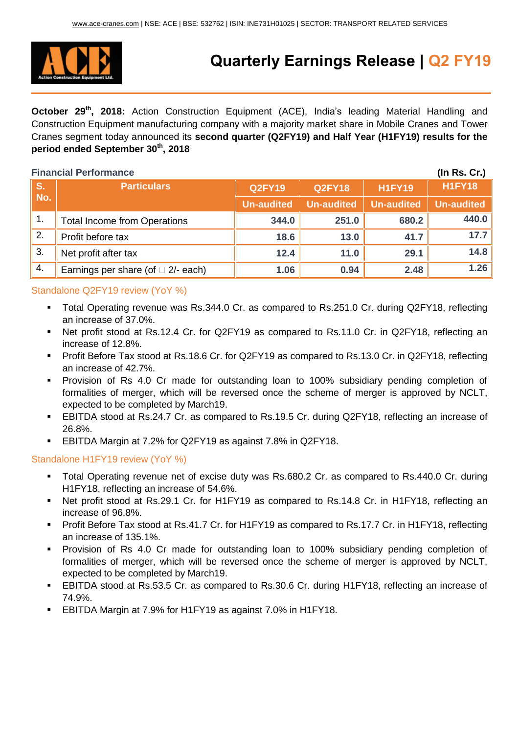www.ace-cranes.com | NSE: ACE | BSE: 532762 | ISIN: INE731H01025 | SECTOR: TRANSPORT RELATED SERVICES

# Quarterly Earnings Release | Q2 FY19

**October 29th, 2018:** Action Construction Equipment (ACE), India's leading Material Handling and Construction Equipment manufacturing company with a majority market share in Mobile Cranes and Tower Cranes segment today announced its **second quarter (Q2FY19) and Half Year (H1FY19) results for the period ended September 30th, 2018**

**Financial Performance** **(In Rs. Cr.)**

| S. No. | Particulars | Q2FY19 | Q2FY18 | H1FY19 | H1FY18 |
|---|---|---|---|---|---|
| | | Un-audited | Un-audited | Un-audited | Un-audited |
| 1. | Total Income from Operations | 344.0 | 251.0 | 680.2 | 440.0 |
| 2. | Profit before tax | 18.6 | 13.0 | 41.7 | 17.7 |
| 3. | Net profit after tax | 12.4 | 11.0 | 29.1 | 14.8 |
| 4. | Earnings per share (of □ 2/- each) | 1.06 | 0.94 | 2.48 | 1.26 |

### Standalone Q2FY19 review (YoY %)

- Total Operating revenue was Rs.344.0 Cr. as compared to Rs.251.0 Cr. during Q2FY18, reflecting an increase of 37.0%.
- Net profit stood at Rs.12.4 Cr. for Q2FY19 as compared to Rs.11.0 Cr. in Q2FY18, reflecting an increase of 12.8%.
- Profit Before Tax stood at Rs.18.6 Cr. for Q2FY19 as compared to Rs.13.0 Cr. in Q2FY18, reflecting an increase of 42.7%.
- Provision of Rs 4.0 Cr made for outstanding loan to 100% subsidiary pending completion of formalities of merger, which will be reversed once the scheme of merger is approved by NCLT, expected to be completed by March19.
- EBITDA stood at Rs.24.7 Cr. as compared to Rs.19.5 Cr. during Q2FY18, reflecting an increase of 26.8%.
- EBITDA Margin at 7.2% for Q2FY19 as against 7.8% in Q2FY18.

### Standalone H1FY19 review (YoY %)

- Total Operating revenue net of excise duty was Rs.680.2 Cr. as compared to Rs.440.0 Cr. during H1FY18, reflecting an increase of 54.6%.
- Net profit stood at Rs.29.1 Cr. for H1FY19 as compared to Rs.14.8 Cr. in H1FY18, reflecting an increase of 96.8%.
- Profit Before Tax stood at Rs.41.7 Cr. for H1FY19 as compared to Rs.17.7 Cr. in H1FY18, reflecting an increase of 135.1%.
- Provision of Rs 4.0 Cr made for outstanding loan to 100% subsidiary pending completion of formalities of merger, which will be reversed once the scheme of merger is approved by NCLT, expected to be completed by March19.
- EBITDA stood at Rs.53.5 Cr. as compared to Rs.30.6 Cr. during H1FY18, reflecting an increase of 74.9%.
- EBITDA Margin at 7.9% for H1FY19 as against 7.0% in H1FY18.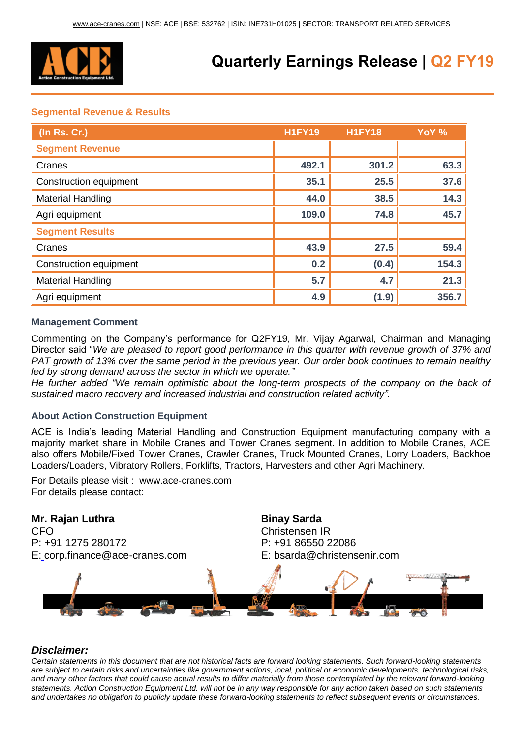## Quarterly Earnings Release | Q2 FY19

### Segmental Revenue & Results

| (In Rs. Cr.) | H1FY19 | H1FY18 | YoY % |
|---|---|---|---|
| **Segment Revenue** | | | |
| Cranes | 492.1 | 301.2 | 63.3 |
| Construction equipment | 35.1 | 25.5 | 37.6 |
| Material Handling | 44.0 | 38.5 | 14.3 |
| Agri equipment | 109.0 | 74.8 | 45.7 |
| **Segment Results** | | | |
| Cranes | 43.9 | 27.5 | 59.4 |
| Construction equipment | 0.2 | (0.4) | 154.3 |
| Material Handling | 5.7 | 4.7 | 21.3 |
| Agri equipment | 4.9 | (1.9) | 356.7 |

### Management Comment

Commenting on the Company's performance for Q2FY19, Mr. Vijay Agarwal, Chairman and Managing Director said "*We are pleased to report good performance in this quarter with revenue growth of 37% and PAT growth of 13% over the same period in the previous year. Our order book continues to remain healthy led by strong demand across the sector in which we operate."*

*He further added "We remain optimistic about the long-term prospects of the company on the back of sustained macro recovery and increased industrial and construction related activity".*

### About Action Construction Equipment

ACE is India's leading Material Handling and Construction Equipment manufacturing company with a majority market share in Mobile Cranes and Tower Cranes segment. In addition to Mobile Cranes, ACE also offers Mobile/Fixed Tower Cranes, Crawler Cranes, Truck Mounted Cranes, Lorry Loaders, Backhoe Loaders/Loaders, Vibratory Rollers, Forklifts, Tractors, Harvesters and other Agri Machinery.

For Details please visit : www.ace-cranes.com
For details please contact:

**Mr. Rajan Luthra**
CFO
P: +91 1275 280172
E: corp.finance@ace-cranes.com

**Binay Sarda**
Christensen IR
P: +91 86550 22086
E: bsarda@christensenir.com

### *Disclaimer:*

*Certain statements in this document that are not historical facts are forward looking statements. Such forward-looking statements are subject to certain risks and uncertainties like government actions, local, political or economic developments, technological risks, and many other factors that could cause actual results to differ materially from those contemplated by the relevant forward-looking statements. Action Construction Equipment Ltd. will not be in any way responsible for any action taken based on such statements and undertakes no obligation to publicly update these forward-looking statements to reflect subsequent events or circumstances.*